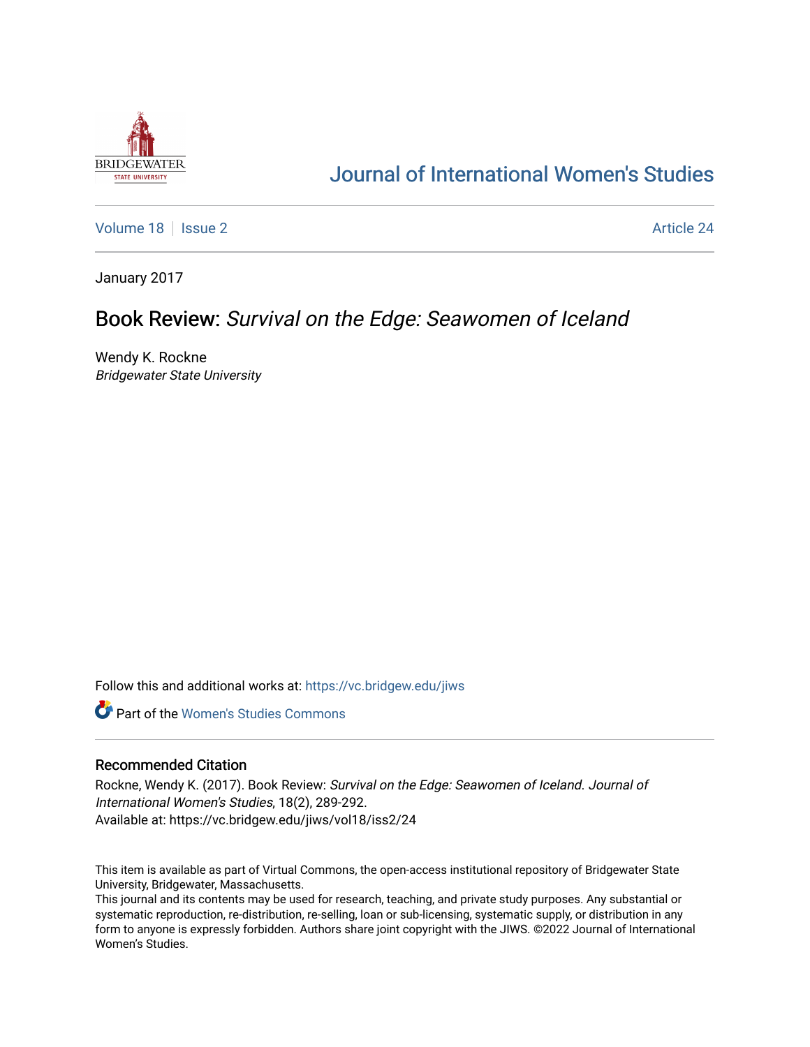Journal of International Women's Studies

Volume 18 | Issue 2 | Article 24

January 2017

# Book Review: *Survival on the Edge: Seawomen of Iceland*

Wendy K. Rockne
*Bridgewater State University*

Follow this and additional works at: https://vc.bridgew.edu/jiws

Part of the Women's Studies Commons

## Recommended Citation

Rockne, Wendy K. (2017). Book Review: *Survival on the Edge: Seawomen of Iceland*. *Journal of International Women's Studies*, 18(2), 289-292.
Available at: https://vc.bridgew.edu/jiws/vol18/iss2/24

This item is available as part of Virtual Commons, the open-access institutional repository of Bridgewater State University, Bridgewater, Massachusetts.
This journal and its contents may be used for research, teaching, and private study purposes. Any substantial or systematic reproduction, re-distribution, re-selling, loan or sub-licensing, systematic supply, or distribution in any form to anyone is expressly forbidden. Authors share joint copyright with the JIWS. ©2022 Journal of International Women's Studies.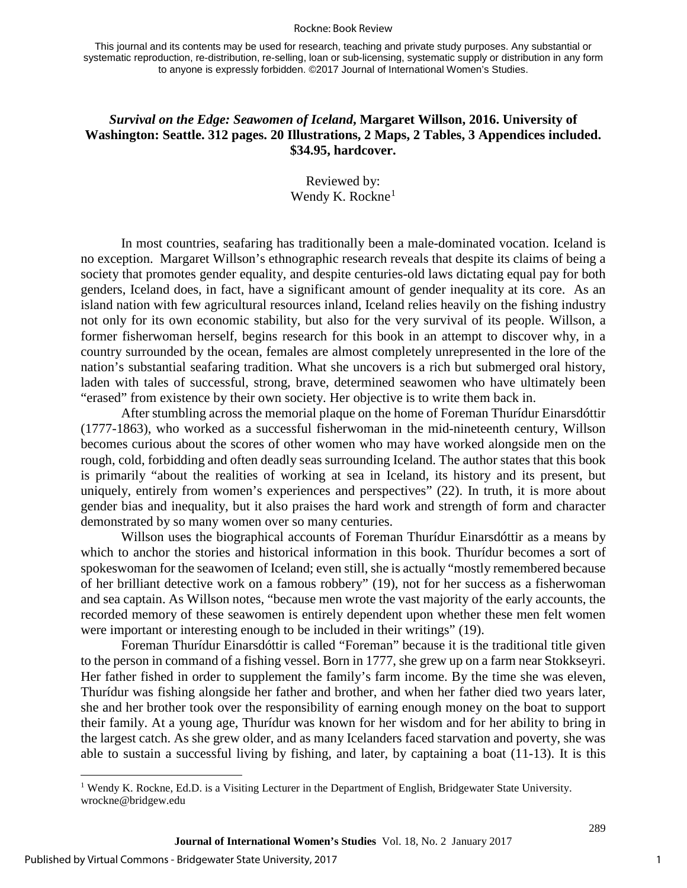This journal and its contents may be used for research, teaching and private study purposes. Any substantial or systematic reproduction, re-distribution, re-selling, loan or sub-licensing, systematic supply or distribution in any form to anyone is expressly forbidden. ©2017 Journal of International Women's Studies.

***Survival on the Edge: Seawomen of Iceland*, Margaret Willson, 2016. University of Washington: Seattle. 312 pages. 20 Illustrations, 2 Maps, 2 Tables, 3 Appendices included. $34.95, hardcover.**

Reviewed by:
Wendy K. Rockne[1]

In most countries, seafaring has traditionally been a male-dominated vocation. Iceland is no exception. Margaret Willson's ethnographic research reveals that despite its claims of being a society that promotes gender equality, and despite centuries-old laws dictating equal pay for both genders, Iceland does, in fact, have a significant amount of gender inequality at its core. As an island nation with few agricultural resources inland, Iceland relies heavily on the fishing industry not only for its own economic stability, but also for the very survival of its people. Willson, a former fisherwoman herself, begins research for this book in an attempt to discover why, in a country surrounded by the ocean, females are almost completely unrepresented in the lore of the nation's substantial seafaring tradition. What she uncovers is a rich but submerged oral history, laden with tales of successful, strong, brave, determined seawomen who have ultimately been "erased" from existence by their own society. Her objective is to write them back in.

After stumbling across the memorial plaque on the home of Foreman Thurídur Einarsdóttir (1777-1863), who worked as a successful fisherwoman in the mid-nineteenth century, Willson becomes curious about the scores of other women who may have worked alongside men on the rough, cold, forbidding and often deadly seas surrounding Iceland. The author states that this book is primarily "about the realities of working at sea in Iceland, its history and its present, but uniquely, entirely from women's experiences and perspectives" (22). In truth, it is more about gender bias and inequality, but it also praises the hard work and strength of form and character demonstrated by so many women over so many centuries.

Willson uses the biographical accounts of Foreman Thurídur Einarsdóttir as a means by which to anchor the stories and historical information in this book. Thurídur becomes a sort of spokeswoman for the seawomen of Iceland; even still, she is actually "mostly remembered because of her brilliant detective work on a famous robbery" (19), not for her success as a fisherwoman and sea captain. As Willson notes, "because men wrote the vast majority of the early accounts, the recorded memory of these seawomen is entirely dependent upon whether these men felt women were important or interesting enough to be included in their writings" (19).

Foreman Thurídur Einarsdóttir is called "Foreman" because it is the traditional title given to the person in command of a fishing vessel. Born in 1777, she grew up on a farm near Stokkseyri. Her father fished in order to supplement the family's farm income. By the time she was eleven, Thurídur was fishing alongside her father and brother, and when her father died two years later, she and her brother took over the responsibility of earning enough money on the boat to support their family. At a young age, Thurídur was known for her wisdom and for her ability to bring in the largest catch. As she grew older, and as many Icelanders faced starvation and poverty, she was able to sustain a successful living by fishing, and later, by captaining a boat (11-13). It is this

[1] Wendy K. Rockne, Ed.D. is a Visiting Lecturer in the Department of English, Bridgewater State University. wrockne@bridgew.edu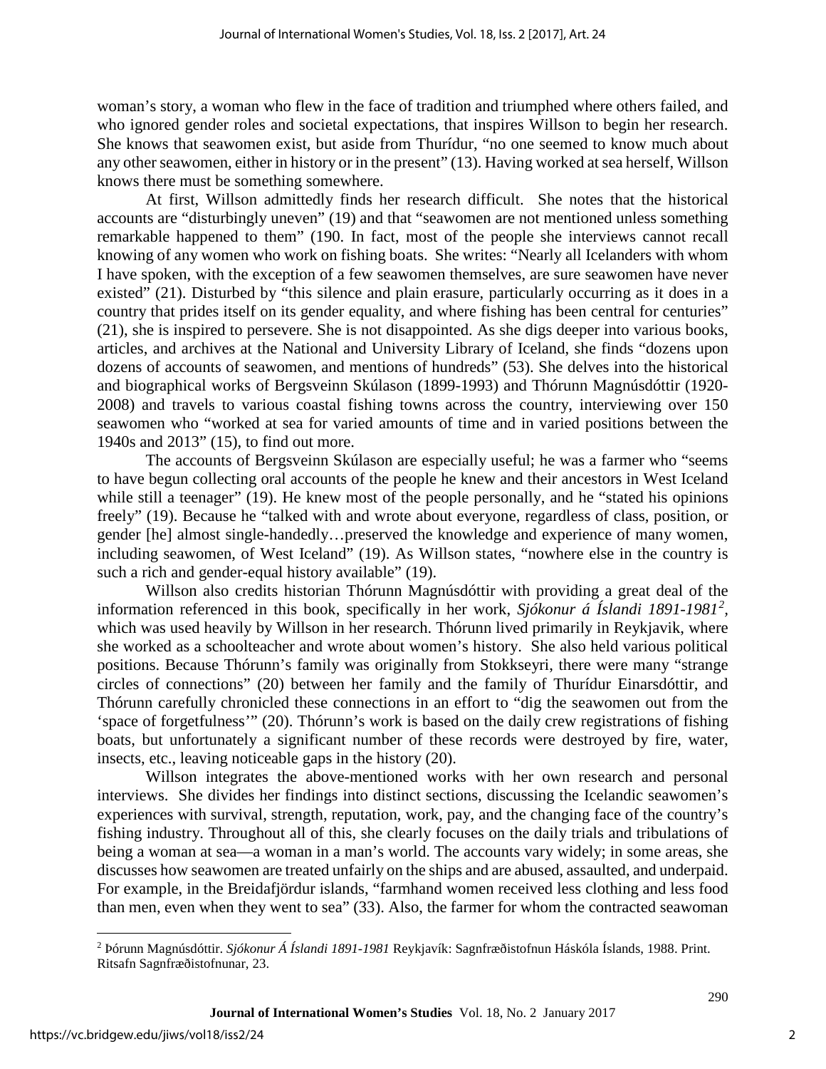woman's story, a woman who flew in the face of tradition and triumphed where others failed, and who ignored gender roles and societal expectations, that inspires Willson to begin her research. She knows that seawomen exist, but aside from Thurídur, "no one seemed to know much about any other seawomen, either in history or in the present" (13). Having worked at sea herself, Willson knows there must be something somewhere.

At first, Willson admittedly finds her research difficult. She notes that the historical accounts are "disturbingly uneven" (19) and that "seawomen are not mentioned unless something remarkable happened to them" (190. In fact, most of the people she interviews cannot recall knowing of any women who work on fishing boats. She writes: "Nearly all Icelanders with whom I have spoken, with the exception of a few seawomen themselves, are sure seawomen have never existed" (21). Disturbed by "this silence and plain erasure, particularly occurring as it does in a country that prides itself on its gender equality, and where fishing has been central for centuries" (21), she is inspired to persevere. She is not disappointed. As she digs deeper into various books, articles, and archives at the National and University Library of Iceland, she finds "dozens upon dozens of accounts of seawomen, and mentions of hundreds" (53). She delves into the historical and biographical works of Bergsveinn Skúlason (1899-1993) and Thórunn Magnúsdóttir (1920-2008) and travels to various coastal fishing towns across the country, interviewing over 150 seawomen who "worked at sea for varied amounts of time and in varied positions between the 1940s and 2013" (15), to find out more.

The accounts of Bergsveinn Skúlason are especially useful; he was a farmer who "seems to have begun collecting oral accounts of the people he knew and their ancestors in West Iceland while still a teenager" (19). He knew most of the people personally, and he "stated his opinions freely" (19). Because he "talked with and wrote about everyone, regardless of class, position, or gender [he] almost single-handedly…preserved the knowledge and experience of many women, including seawomen, of West Iceland" (19). As Willson states, "nowhere else in the country is such a rich and gender-equal history available" (19).

Willson also credits historian Thórunn Magnúsdóttir with providing a great deal of the information referenced in this book, specifically in her work, *Sjókonur á Íslandi 1891-1981*[2], which was used heavily by Willson in her research. Thórunn lived primarily in Reykjavik, where she worked as a schoolteacher and wrote about women's history. She also held various political positions. Because Thórunn's family was originally from Stokkseyri, there were many "strange circles of connections" (20) between her family and the family of Thurídur Einarsdóttir, and Thórunn carefully chronicled these connections in an effort to "dig the seawomen out from the 'space of forgetfulness'" (20). Thórunn's work is based on the daily crew registrations of fishing boats, but unfortunately a significant number of these records were destroyed by fire, water, insects, etc., leaving noticeable gaps in the history (20).

Willson integrates the above-mentioned works with her own research and personal interviews. She divides her findings into distinct sections, discussing the Icelandic seawomen's experiences with survival, strength, reputation, work, pay, and the changing face of the country's fishing industry. Throughout all of this, she clearly focuses on the daily trials and tribulations of being a woman at sea—a woman in a man's world. The accounts vary widely; in some areas, she discusses how seawomen are treated unfairly on the ships and are abused, assaulted, and underpaid. For example, in the Breidafjördur islands, "farmhand women received less clothing and less food than men, even when they went to sea" (33). Also, the farmer for whom the contracted seawoman

---

[2] Þórunn Magnúsdóttir. *Sjókonur Á Íslandi 1891-1981* Reykjavík: Sagnfræðistofnun Háskóla Íslands, 1988. Print. Ritsafn Sagnfræðistofnunar, 23.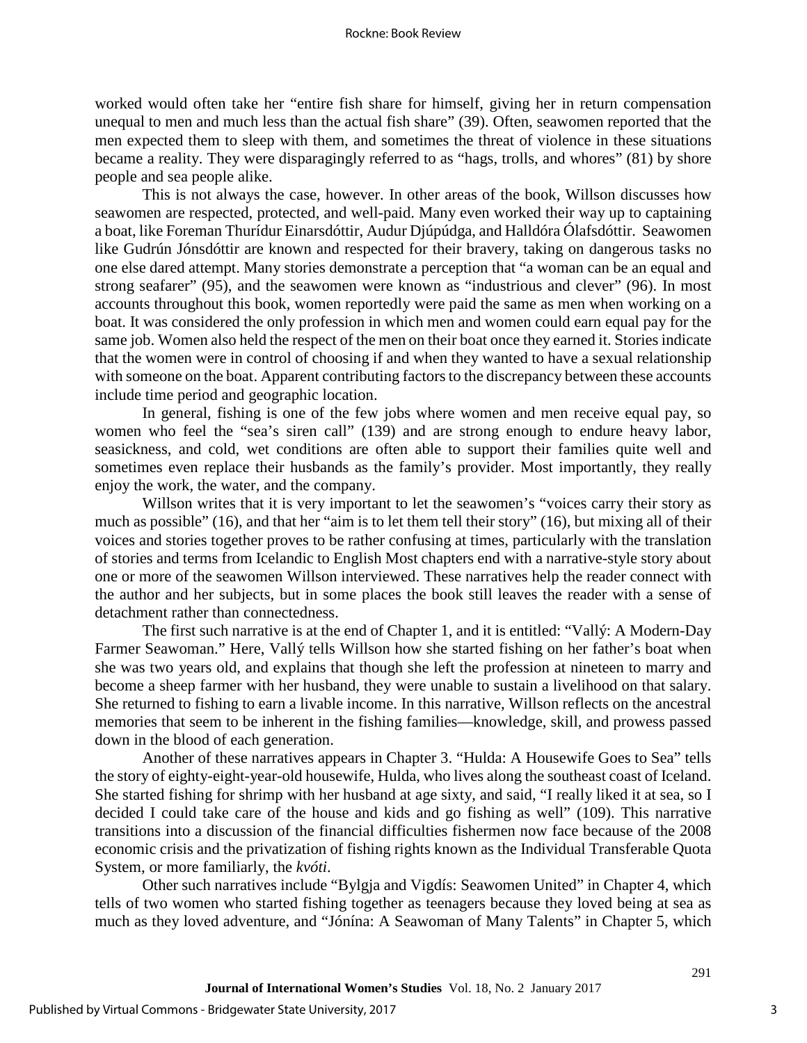worked would often take her "entire fish share for himself, giving her in return compensation unequal to men and much less than the actual fish share" (39). Often, seawomen reported that the men expected them to sleep with them, and sometimes the threat of violence in these situations became a reality. They were disparagingly referred to as "hags, trolls, and whores" (81) by shore people and sea people alike.

This is not always the case, however. In other areas of the book, Willson discusses how seawomen are respected, protected, and well-paid. Many even worked their way up to captaining a boat, like Foreman Thurídur Einarsdóttir, Audur Djúpúdga, and Halldóra Ólafsdóttir. Seawomen like Gudrún Jónsdóttir are known and respected for their bravery, taking on dangerous tasks no one else dared attempt. Many stories demonstrate a perception that "a woman can be an equal and strong seafarer" (95), and the seawomen were known as "industrious and clever" (96). In most accounts throughout this book, women reportedly were paid the same as men when working on a boat. It was considered the only profession in which men and women could earn equal pay for the same job. Women also held the respect of the men on their boat once they earned it. Stories indicate that the women were in control of choosing if and when they wanted to have a sexual relationship with someone on the boat. Apparent contributing factors to the discrepancy between these accounts include time period and geographic location.

In general, fishing is one of the few jobs where women and men receive equal pay, so women who feel the "sea's siren call" (139) and are strong enough to endure heavy labor, seasickness, and cold, wet conditions are often able to support their families quite well and sometimes even replace their husbands as the family's provider. Most importantly, they really enjoy the work, the water, and the company.

Willson writes that it is very important to let the seawomen's "voices carry their story as much as possible" (16), and that her "aim is to let them tell their story" (16), but mixing all of their voices and stories together proves to be rather confusing at times, particularly with the translation of stories and terms from Icelandic to English Most chapters end with a narrative-style story about one or more of the seawomen Willson interviewed. These narratives help the reader connect with the author and her subjects, but in some places the book still leaves the reader with a sense of detachment rather than connectedness.

The first such narrative is at the end of Chapter 1, and it is entitled: "Vallý: A Modern-Day Farmer Seawoman." Here, Vallý tells Willson how she started fishing on her father's boat when she was two years old, and explains that though she left the profession at nineteen to marry and become a sheep farmer with her husband, they were unable to sustain a livelihood on that salary. She returned to fishing to earn a livable income. In this narrative, Willson reflects on the ancestral memories that seem to be inherent in the fishing families—knowledge, skill, and prowess passed down in the blood of each generation.

Another of these narratives appears in Chapter 3. "Hulda: A Housewife Goes to Sea" tells the story of eighty-eight-year-old housewife, Hulda, who lives along the southeast coast of Iceland. She started fishing for shrimp with her husband at age sixty, and said, "I really liked it at sea, so I decided I could take care of the house and kids and go fishing as well" (109). This narrative transitions into a discussion of the financial difficulties fishermen now face because of the 2008 economic crisis and the privatization of fishing rights known as the Individual Transferable Quota System, or more familiarly, the *kvóti*.

Other such narratives include "Bylgja and Vigdís: Seawomen United" in Chapter 4, which tells of two women who started fishing together as teenagers because they loved being at sea as much as they loved adventure, and "Jónína: A Seawoman of Many Talents" in Chapter 5, which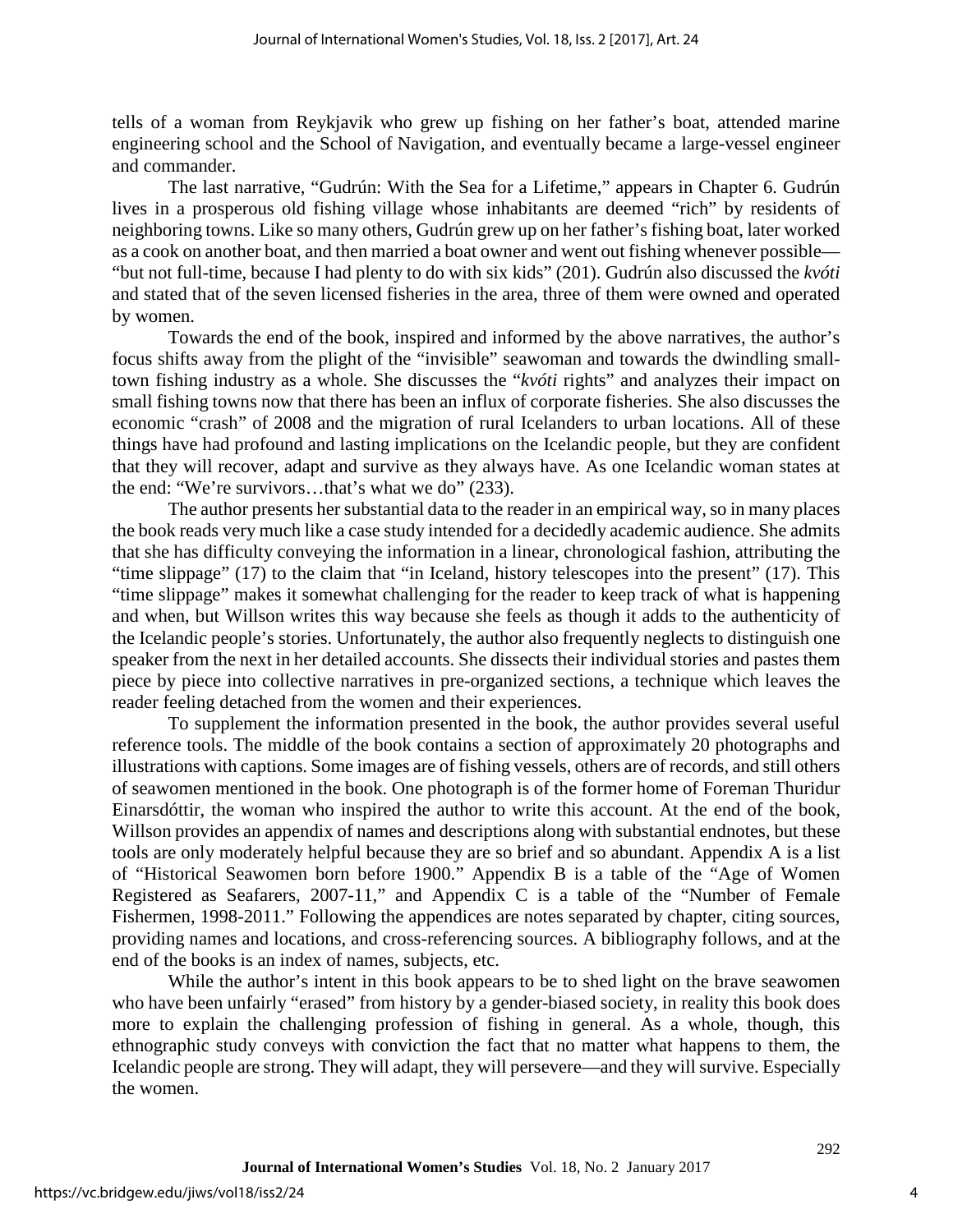tells of a woman from Reykjavik who grew up fishing on her father's boat, attended marine engineering school and the School of Navigation, and eventually became a large-vessel engineer and commander.

The last narrative, "Gudrún: With the Sea for a Lifetime," appears in Chapter 6. Gudrún lives in a prosperous old fishing village whose inhabitants are deemed "rich" by residents of neighboring towns. Like so many others, Gudrún grew up on her father's fishing boat, later worked as a cook on another boat, and then married a boat owner and went out fishing whenever possible—"but not full-time, because I had plenty to do with six kids" (201). Gudrún also discussed the *kvóti* and stated that of the seven licensed fisheries in the area, three of them were owned and operated by women.

Towards the end of the book, inspired and informed by the above narratives, the author's focus shifts away from the plight of the "invisible" seawoman and towards the dwindling small-town fishing industry as a whole. She discusses the "*kvóti* rights" and analyzes their impact on small fishing towns now that there has been an influx of corporate fisheries. She also discusses the economic "crash" of 2008 and the migration of rural Icelanders to urban locations. All of these things have had profound and lasting implications on the Icelandic people, but they are confident that they will recover, adapt and survive as they always have. As one Icelandic woman states at the end: "We're survivors…that's what we do" (233).

The author presents her substantial data to the reader in an empirical way, so in many places the book reads very much like a case study intended for a decidedly academic audience. She admits that she has difficulty conveying the information in a linear, chronological fashion, attributing the "time slippage" (17) to the claim that "in Iceland, history telescopes into the present" (17). This "time slippage" makes it somewhat challenging for the reader to keep track of what is happening and when, but Willson writes this way because she feels as though it adds to the authenticity of the Icelandic people's stories. Unfortunately, the author also frequently neglects to distinguish one speaker from the next in her detailed accounts. She dissects their individual stories and pastes them piece by piece into collective narratives in pre-organized sections, a technique which leaves the reader feeling detached from the women and their experiences.

To supplement the information presented in the book, the author provides several useful reference tools. The middle of the book contains a section of approximately 20 photographs and illustrations with captions. Some images are of fishing vessels, others are of records, and still others of seawomen mentioned in the book. One photograph is of the former home of Foreman Thuridur Einarsdóttir, the woman who inspired the author to write this account. At the end of the book, Willson provides an appendix of names and descriptions along with substantial endnotes, but these tools are only moderately helpful because they are so brief and so abundant. Appendix A is a list of "Historical Seawomen born before 1900." Appendix B is a table of the "Age of Women Registered as Seafarers, 2007-11," and Appendix C is a table of the "Number of Female Fishermen, 1998-2011." Following the appendices are notes separated by chapter, citing sources, providing names and locations, and cross-referencing sources. A bibliography follows, and at the end of the books is an index of names, subjects, etc.

While the author's intent in this book appears to be to shed light on the brave seawomen who have been unfairly "erased" from history by a gender-biased society, in reality this book does more to explain the challenging profession of fishing in general. As a whole, though, this ethnographic study conveys with conviction the fact that no matter what happens to them, the Icelandic people are strong. They will adapt, they will persevere—and they will survive. Especially the women.